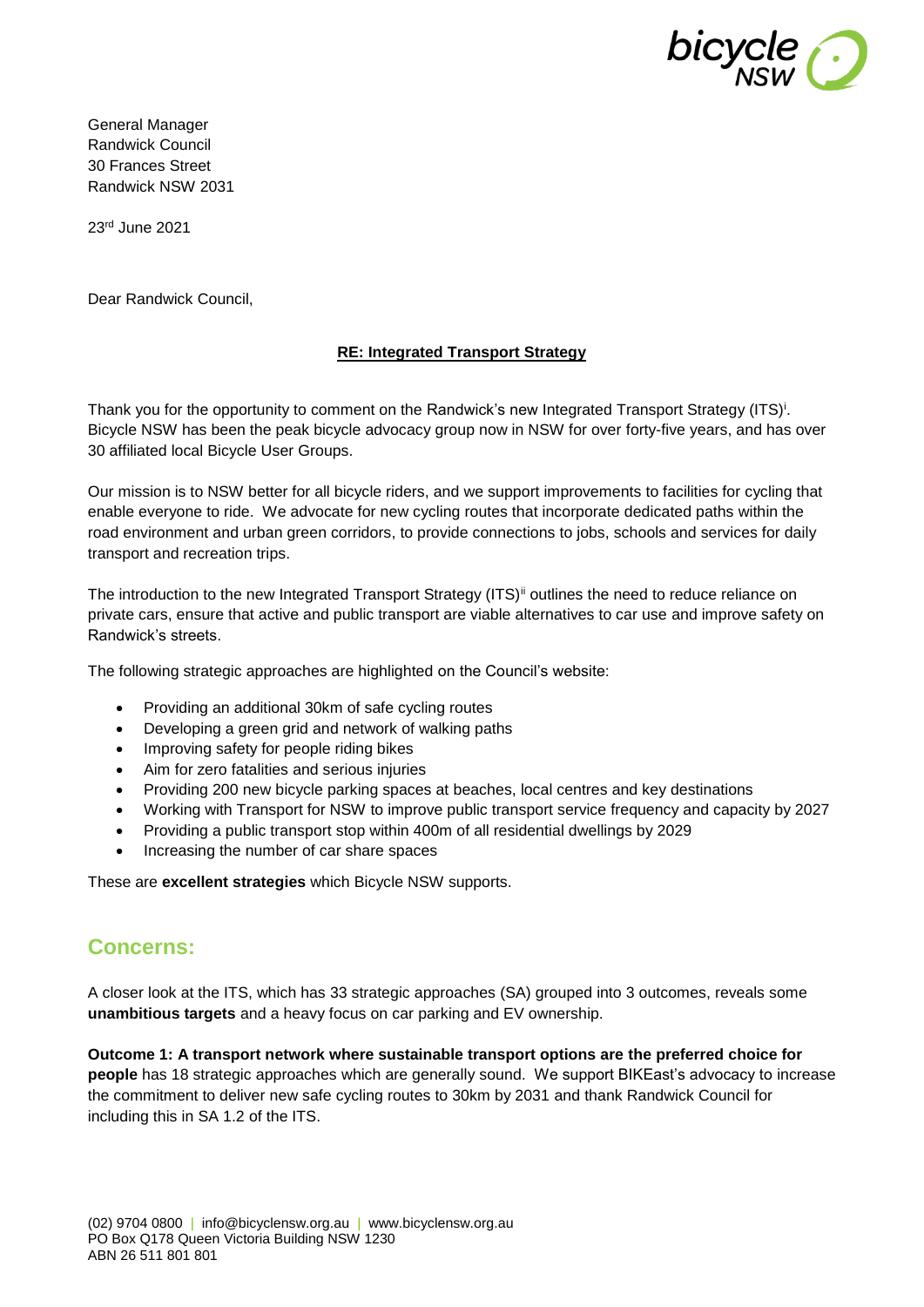General Manager
Randwick Council
30 Frances Street
Randwick NSW 2031

23rd June 2021

Dear Randwick Council,

**RE: Integrated Transport Strategy**

Thank you for the opportunity to comment on the Randwick's new Integrated Transport Strategy (ITS)[i]. Bicycle NSW has been the peak bicycle advocacy group now in NSW for over forty-five years, and has over 30 affiliated local Bicycle User Groups.

Our mission is to NSW better for all bicycle riders, and we support improvements to facilities for cycling that enable everyone to ride. We advocate for new cycling routes that incorporate dedicated paths within the road environment and urban green corridors, to provide connections to jobs, schools and services for daily transport and recreation trips.

The introduction to the new Integrated Transport Strategy (ITS)[ii] outlines the need to reduce reliance on private cars, ensure that active and public transport are viable alternatives to car use and improve safety on Randwick's streets.

The following strategic approaches are highlighted on the Council's website:

- Providing an additional 30km of safe cycling routes
- Developing a green grid and network of walking paths
- Improving safety for people riding bikes
- Aim for zero fatalities and serious injuries
- Providing 200 new bicycle parking spaces at beaches, local centres and key destinations
- Working with Transport for NSW to improve public transport service frequency and capacity by 2027
- Providing a public transport stop within 400m of all residential dwellings by 2029
- Increasing the number of car share spaces

These are **excellent strategies** which Bicycle NSW supports.

## Concerns:

A closer look at the ITS, which has 33 strategic approaches (SA) grouped into 3 outcomes, reveals some **unambitious targets** and a heavy focus on car parking and EV ownership.

**Outcome 1: A transport network where sustainable transport options are the preferred choice for people** has 18 strategic approaches which are generally sound. We support BIKEast's advocacy to increase the commitment to deliver new safe cycling routes to 30km by 2031 and thank Randwick Council for including this in SA 1.2 of the ITS.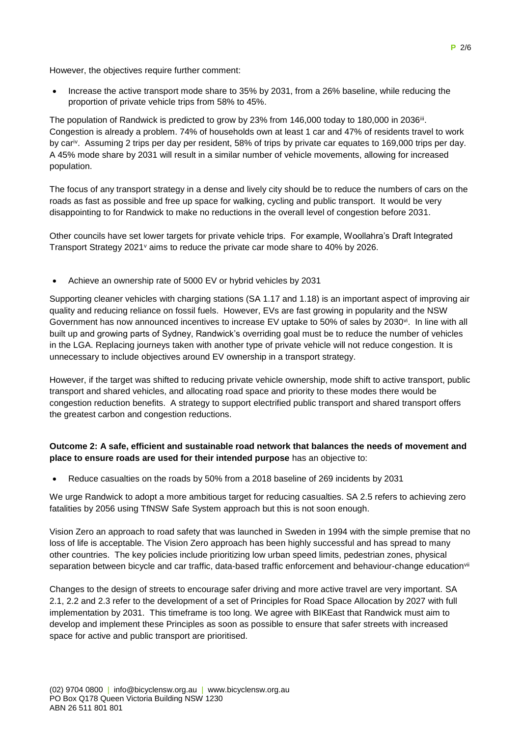However, the objectives require further comment:

- Increase the active transport mode share to 35% by 2031, from a 26% baseline, while reducing the proportion of private vehicle trips from 58% to 45%.

The population of Randwick is predicted to grow by 23% from 146,000 today to 180,000 in 2036[iii]. Congestion is already a problem. 74% of households own at least 1 car and 47% of residents travel to work by car[iv]. Assuming 2 trips per day per resident, 58% of trips by private car equates to 169,000 trips per day. A 45% mode share by 2031 will result in a similar number of vehicle movements, allowing for increased population.

The focus of any transport strategy in a dense and lively city should be to reduce the numbers of cars on the roads as fast as possible and free up space for walking, cycling and public transport. It would be very disappointing to for Randwick to make no reductions in the overall level of congestion before 2031.

Other councils have set lower targets for private vehicle trips. For example, Woollahra's Draft Integrated Transport Strategy 2021[v] aims to reduce the private car mode share to 40% by 2026.

- Achieve an ownership rate of 5000 EV or hybrid vehicles by 2031

Supporting cleaner vehicles with charging stations (SA 1.17 and 1.18) is an important aspect of improving air quality and reducing reliance on fossil fuels. However, EVs are fast growing in popularity and the NSW Government has now announced incentives to increase EV uptake to 50% of sales by 2030[vi]. In line with all built up and growing parts of Sydney, Randwick's overriding goal must be to reduce the number of vehicles in the LGA. Replacing journeys taken with another type of private vehicle will not reduce congestion. It is unnecessary to include objectives around EV ownership in a transport strategy.

However, if the target was shifted to reducing private vehicle ownership, mode shift to active transport, public transport and shared vehicles, and allocating road space and priority to these modes there would be congestion reduction benefits. A strategy to support electrified public transport and shared transport offers the greatest carbon and congestion reductions.

**Outcome 2: A safe, efficient and sustainable road network that balances the needs of movement and place to ensure roads are used for their intended purpose** has an objective to:

- Reduce casualties on the roads by 50% from a 2018 baseline of 269 incidents by 2031

We urge Randwick to adopt a more ambitious target for reducing casualties. SA 2.5 refers to achieving zero fatalities by 2056 using TfNSW Safe System approach but this is not soon enough.

Vision Zero an approach to road safety that was launched in Sweden in 1994 with the simple premise that no loss of life is acceptable. The Vision Zero approach has been highly successful and has spread to many other countries. The key policies include prioritizing low urban speed limits, pedestrian zones, physical separation between bicycle and car traffic, data-based traffic enforcement and behaviour-change education[vii]

Changes to the design of streets to encourage safer driving and more active travel are very important. SA 2.1, 2.2 and 2.3 refer to the development of a set of Principles for Road Space Allocation by 2027 with full implementation by 2031. This timeframe is too long. We agree with BIKEast that Randwick must aim to develop and implement these Principles as soon as possible to ensure that safer streets with increased space for active and public transport are prioritised.

(02) 9704 0800 | info@bicyclensw.org.au | www.bicyclensw.org.au
PO Box Q178 Queen Victoria Building NSW 1230
ABN 26 511 801 801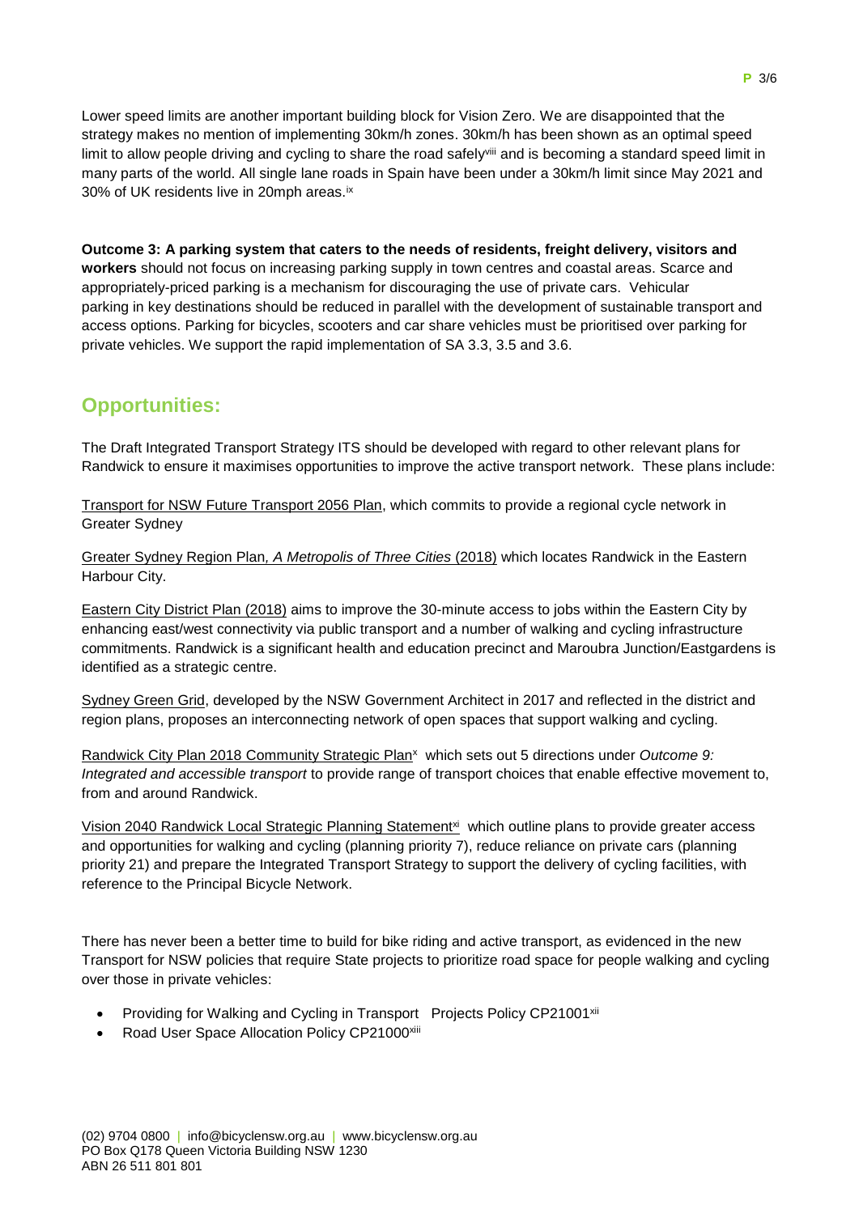Lower speed limits are another important building block for Vision Zero. We are disappointed that the strategy makes no mention of implementing 30km/h zones. 30km/h has been shown as an optimal speed limit to allow people driving and cycling to share the road safely[viii] and is becoming a standard speed limit in many parts of the world. All single lane roads in Spain have been under a 30km/h limit since May 2021 and 30% of UK residents live in 20mph areas.[ix]

**Outcome 3: A parking system that caters to the needs of residents, freight delivery, visitors and workers** should not focus on increasing parking supply in town centres and coastal areas. Scarce and appropriately-priced parking is a mechanism for discouraging the use of private cars. Vehicular parking in key destinations should be reduced in parallel with the development of sustainable transport and access options. Parking for bicycles, scooters and car share vehicles must be prioritised over parking for private vehicles. We support the rapid implementation of SA 3.3, 3.5 and 3.6.

## Opportunities:

The Draft Integrated Transport Strategy ITS should be developed with regard to other relevant plans for Randwick to ensure it maximises opportunities to improve the active transport network. These plans include:

Transport for NSW Future Transport 2056 Plan, which commits to provide a regional cycle network in Greater Sydney

Greater Sydney Region Plan, *A Metropolis of Three Cities* (2018) which locates Randwick in the Eastern Harbour City.

Eastern City District Plan (2018) aims to improve the 30-minute access to jobs within the Eastern City by enhancing east/west connectivity via public transport and a number of walking and cycling infrastructure commitments. Randwick is a significant health and education precinct and Maroubra Junction/Eastgardens is identified as a strategic centre.

Sydney Green Grid, developed by the NSW Government Architect in 2017 and reflected in the district and region plans, proposes an interconnecting network of open spaces that support walking and cycling.

Randwick City Plan 2018 Community Strategic Plan[x] which sets out 5 directions under *Outcome 9: Integrated and accessible transport* to provide range of transport choices that enable effective movement to, from and around Randwick.

Vision 2040 Randwick Local Strategic Planning Statement[xi] which outline plans to provide greater access and opportunities for walking and cycling (planning priority 7), reduce reliance on private cars (planning priority 21) and prepare the Integrated Transport Strategy to support the delivery of cycling facilities, with reference to the Principal Bicycle Network.

There has never been a better time to build for bike riding and active transport, as evidenced in the new Transport for NSW policies that require State projects to prioritize road space for people walking and cycling over those in private vehicles:

- Providing for Walking and Cycling in Transport Projects Policy CP21001[xii]
- Road User Space Allocation Policy CP21000[xiii]

(02) 9704 0800 | info@bicyclensw.org.au | www.bicyclensw.org.au
PO Box Q178 Queen Victoria Building NSW 1230
ABN 26 511 801 801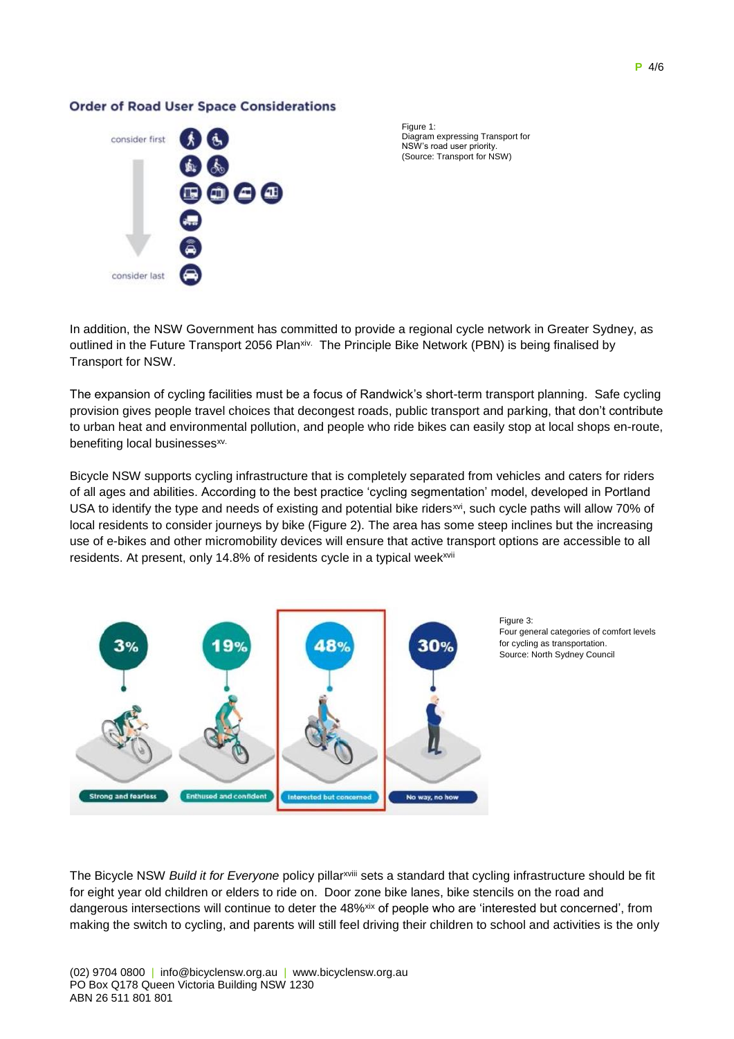**Order of Road User Space Considerations**

consider first

consider last

Figure 1:
Diagram expressing Transport for NSW's road user priority.
(Source: Transport for NSW)

In addition, the NSW Government has committed to provide a regional cycle network in Greater Sydney, as outlined in the Future Transport 2056 Plan[xiv]. The Principle Bike Network (PBN) is being finalised by Transport for NSW.

The expansion of cycling facilities must be a focus of Randwick's short-term transport planning. Safe cycling provision gives people travel choices that decongest roads, public transport and parking, that don't contribute to urban heat and environmental pollution, and people who ride bikes can easily stop at local shops en-route, benefiting local businesses[xv].

Bicycle NSW supports cycling infrastructure that is completely separated from vehicles and caters for riders of all ages and abilities. According to the best practice 'cycling segmentation' model, developed in Portland USA to identify the type and needs of existing and potential bike riders[xvi], such cycle paths will allow 70% of local residents to consider journeys by bike (Figure 2). The area has some steep inclines but the increasing use of e-bikes and other micromobility devices will ensure that active transport options are accessible to all residents. At present, only 14.8% of residents cycle in a typical week[xvii]

3% Strong and fearless

19% Enthused and confident

48% Interested but concerned

30% No way, no how

Figure 3:
Four general categories of comfort levels for cycling as transportation.
Source: North Sydney Council

The Bicycle NSW *Build it for Everyone* policy pillar[xviii] sets a standard that cycling infrastructure should be fit for eight year old children or elders to ride on. Door zone bike lanes, bike stencils on the road and dangerous intersections will continue to deter the 48%[xix] of people who are 'interested but concerned', from making the switch to cycling, and parents will still feel driving their children to school and activities is the only

(02) 9704 0800 | info@bicyclensw.org.au | www.bicyclensw.org.au
PO Box Q178 Queen Victoria Building NSW 1230
ABN 26 511 801 801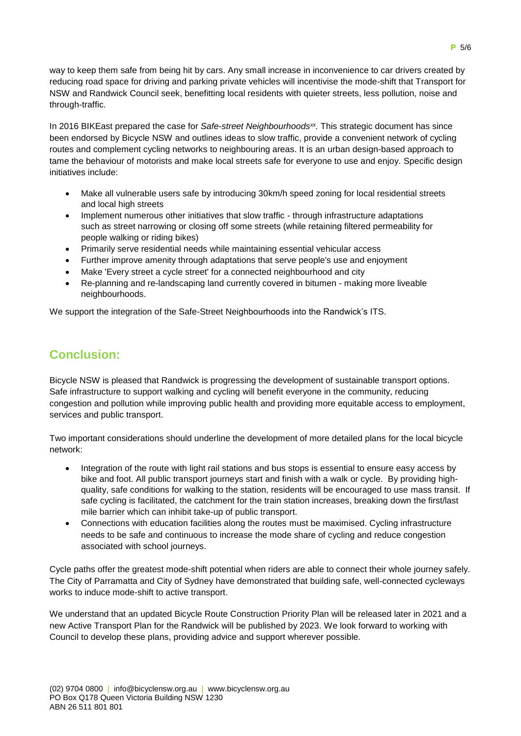way to keep them safe from being hit by cars. Any small increase in inconvenience to car drivers created by reducing road space for driving and parking private vehicles will incentivise the mode-shift that Transport for NSW and Randwick Council seek, benefitting local residents with quieter streets, less pollution, noise and through-traffic.

In 2016 BIKEast prepared the case for *Safe-street Neighbourhoods*[xx]. This strategic document has since been endorsed by Bicycle NSW and outlines ideas to slow traffic, provide a convenient network of cycling routes and complement cycling networks to neighbouring areas. It is an urban design-based approach to tame the behaviour of motorists and make local streets safe for everyone to use and enjoy. Specific design initiatives include:

- Make all vulnerable users safe by introducing 30km/h speed zoning for local residential streets and local high streets
- Implement numerous other initiatives that slow traffic - through infrastructure adaptations such as street narrowing or closing off some streets (while retaining filtered permeability for people walking or riding bikes)
- Primarily serve residential needs while maintaining essential vehicular access
- Further improve amenity through adaptations that serve people's use and enjoyment
- Make 'Every street a cycle street' for a connected neighbourhood and city
- Re-planning and re-landscaping land currently covered in bitumen - making more liveable neighbourhoods.

We support the integration of the Safe-Street Neighbourhoods into the Randwick's ITS.

## Conclusion:

Bicycle NSW is pleased that Randwick is progressing the development of sustainable transport options. Safe infrastructure to support walking and cycling will benefit everyone in the community, reducing congestion and pollution while improving public health and providing more equitable access to employment, services and public transport.

Two important considerations should underline the development of more detailed plans for the local bicycle network:

- Integration of the route with light rail stations and bus stops is essential to ensure easy access by bike and foot. All public transport journeys start and finish with a walk or cycle. By providing high-quality, safe conditions for walking to the station, residents will be encouraged to use mass transit. If safe cycling is facilitated, the catchment for the train station increases, breaking down the first/last mile barrier which can inhibit take-up of public transport.
- Connections with education facilities along the routes must be maximised. Cycling infrastructure needs to be safe and continuous to increase the mode share of cycling and reduce congestion associated with school journeys.

Cycle paths offer the greatest mode-shift potential when riders are able to connect their whole journey safely. The City of Parramatta and City of Sydney have demonstrated that building safe, well-connected cycleways works to induce mode-shift to active transport.

We understand that an updated Bicycle Route Construction Priority Plan will be released later in 2021 and a new Active Transport Plan for the Randwick will be published by 2023. We look forward to working with Council to develop these plans, providing advice and support wherever possible.

(02) 9704 0800 | info@bicyclensw.org.au | www.bicyclensw.org.au
PO Box Q178 Queen Victoria Building NSW 1230
ABN 26 511 801 801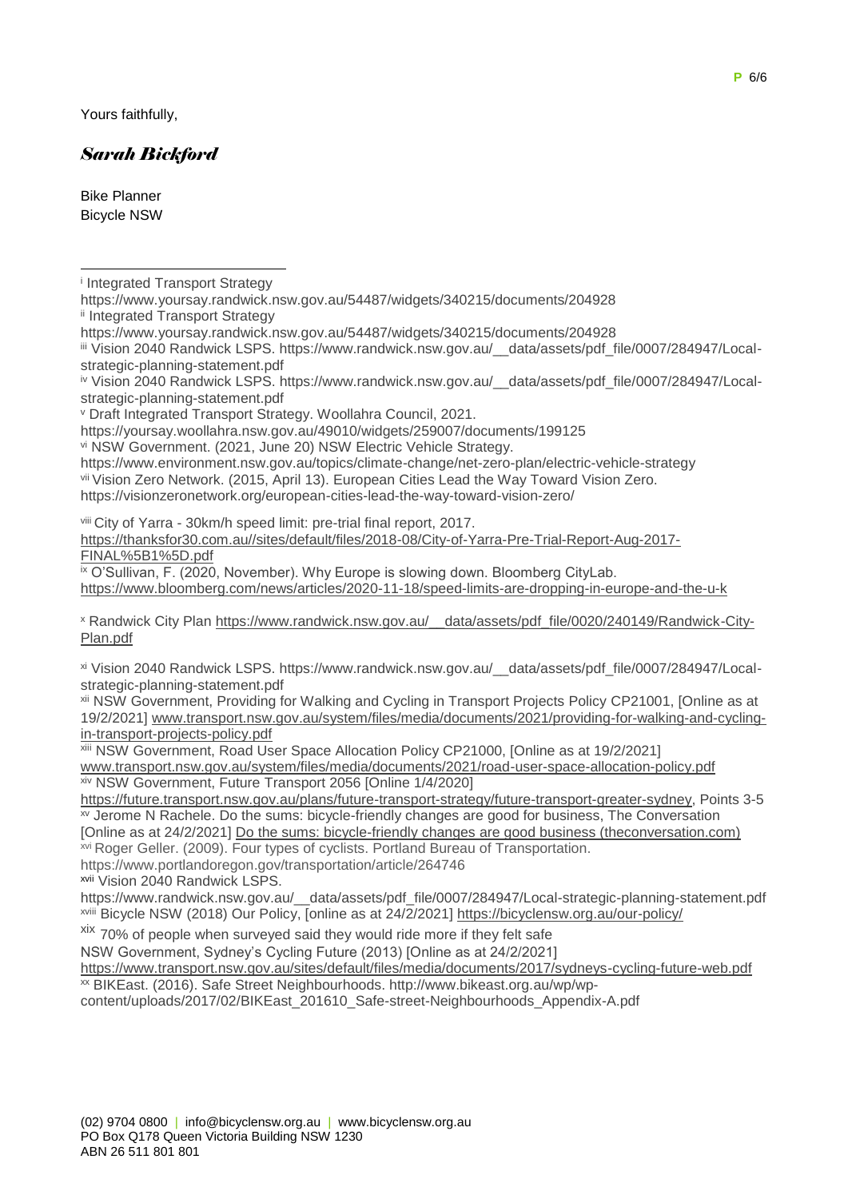Yours faithfully,

*Sarah Bickford*

Bike Planner
Bicycle NSW

---

[i] Integrated Transport Strategy
https://www.yoursay.randwick.nsw.gov.au/54487/widgets/340215/documents/204928

[ii] Integrated Transport Strategy
https://www.yoursay.randwick.nsw.gov.au/54487/widgets/340215/documents/204928

[iii] Vision 2040 Randwick LSPS. https://www.randwick.nsw.gov.au/__data/assets/pdf_file/0007/284947/Local-strategic-planning-statement.pdf

[iv] Vision 2040 Randwick LSPS. https://www.randwick.nsw.gov.au/__data/assets/pdf_file/0007/284947/Local-strategic-planning-statement.pdf

[v] Draft Integrated Transport Strategy. Woollahra Council, 2021.
https://yoursay.woollahra.nsw.gov.au/49010/widgets/259007/documents/199125

[vi] NSW Government. (2021, June 20) NSW Electric Vehicle Strategy.
https://www.environment.nsw.gov.au/topics/climate-change/net-zero-plan/electric-vehicle-strategy

[vii] Vision Zero Network. (2015, April 13). European Cities Lead the Way Toward Vision Zero.
https://visionzeronetwork.org/european-cities-lead-the-way-toward-vision-zero/

[viii] City of Yarra - 30km/h speed limit: pre-trial final report, 2017.
https://thanksfor30.com.au//sites/default/files/2018-08/City-of-Yarra-Pre-Trial-Report-Aug-2017-FINAL%5B1%5D.pdf

[ix] O'Sullivan, F. (2020, November). Why Europe is slowing down. Bloomberg CityLab.
https://www.bloomberg.com/news/articles/2020-11-18/speed-limits-are-dropping-in-europe-and-the-u-k

[x] Randwick City Plan https://www.randwick.nsw.gov.au/__data/assets/pdf_file/0020/240149/Randwick-City-Plan.pdf

[xi] Vision 2040 Randwick LSPS. https://www.randwick.nsw.gov.au/__data/assets/pdf_file/0007/284947/Local-strategic-planning-statement.pdf

[xii] NSW Government, Providing for Walking and Cycling in Transport Projects Policy CP21001, [Online as at 19/2/2021] www.transport.nsw.gov.au/system/files/media/documents/2021/providing-for-walking-and-cycling-in-transport-projects-policy.pdf

[xiii] NSW Government, Road User Space Allocation Policy CP21000, [Online as at 19/2/2021]
www.transport.nsw.gov.au/system/files/media/documents/2021/road-user-space-allocation-policy.pdf

[xiv] NSW Government, Future Transport 2056 [Online 1/4/2020]
https://future.transport.nsw.gov.au/plans/future-transport-strategy/future-transport-greater-sydney, Points 3-5

[xv] Jerome N Rachele. Do the sums: bicycle-friendly changes are good for business, The Conversation [Online as at 24/2/2021] Do the sums: bicycle-friendly changes are good business (theconversation.com)

[xvi] Roger Geller. (2009). Four types of cyclists. Portland Bureau of Transportation.
https://www.portlandoregon.gov/transportation/article/264746

[xvii] Vision 2040 Randwick LSPS.
https://www.randwick.nsw.gov.au/__data/assets/pdf_file/0007/284947/Local-strategic-planning-statement.pdf

[xviii] Bicycle NSW (2018) Our Policy, [online as at 24/2/2021] https://bicyclensw.org.au/our-policy/

[xix] 70% of people when surveyed said they would ride more if they felt safe
NSW Government, Sydney's Cycling Future (2013) [Online as at 24/2/2021]
https://www.transport.nsw.gov.au/sites/default/files/media/documents/2017/sydneys-cycling-future-web.pdf

[xx] BIKEast. (2016). Safe Street Neighbourhoods. http://www.bikeast.org.au/wp/wp-content/uploads/2017/02/BIKEast_201610_Safe-street-Neighbourhoods_Appendix-A.pdf

(02) 9704 0800 | info@bicyclensw.org.au | www.bicyclensw.org.au
PO Box Q178 Queen Victoria Building NSW 1230
ABN 26 511 801 801